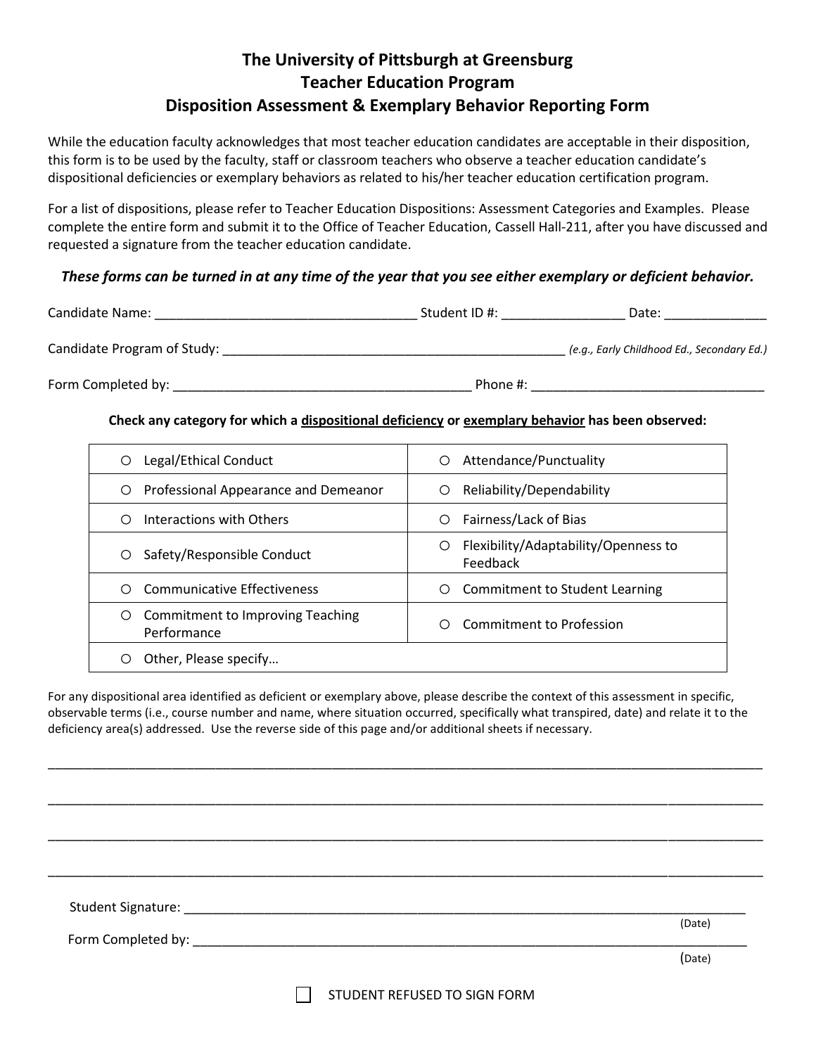# The University of Pittsburgh at Greensburg
## Teacher Education Program
## Disposition Assessment & Exemplary Behavior Reporting Form

While the education faculty acknowledges that most teacher education candidates are acceptable in their disposition, this form is to be used by the faculty, staff or classroom teachers who observe a teacher education candidate's dispositional deficiencies or exemplary behaviors as related to his/her teacher education certification program.

For a list of dispositions, please refer to Teacher Education Dispositions: Assessment Categories and Examples. Please complete the entire form and submit it to the Office of Teacher Education, Cassell Hall-211, after you have discussed and requested a signature from the teacher education candidate.

***These forms can be turned in at any time of the year that you see either exemplary or deficient behavior.***

Candidate Name: ____________________________________ Student ID #: ________________ Date: ______________

Candidate Program of Study: ________________________________________________ *(e.g., Early Childhood Ed., Secondary Ed.)*

Form Completed by: ________________________________________ Phone #: _______________________________

**Check any category for which a dispositional deficiency or exemplary behavior has been observed:**

| | |
|---|---|
| ○ Legal/Ethical Conduct | ○ Attendance/Punctuality |
| ○ Professional Appearance and Demeanor | ○ Reliability/Dependability |
| ○ Interactions with Others | ○ Fairness/Lack of Bias |
| ○ Safety/Responsible Conduct | ○ Flexibility/Adaptability/Openness to Feedback |
| ○ Communicative Effectiveness | ○ Commitment to Student Learning |
| ○ Commitment to Improving Teaching Performance | ○ Commitment to Profession |
| ○ Other, Please specify… | |

For any dispositional area identified as deficient or exemplary above, please describe the context of this assessment in specific, observable terms (i.e., course number and name, where situation occurred, specifically what transpired, date) and relate it to the deficiency area(s) addressed. Use the reverse side of this page and/or additional sheets if necessary.

_____________________________________________________________________________________________

_____________________________________________________________________________________________

_____________________________________________________________________________________________

_____________________________________________________________________________________________

Student Signature: ___________________________________________________________________________
(Date)

Form Completed by: __________________________________________________________________________
(Date)

☐ STUDENT REFUSED TO SIGN FORM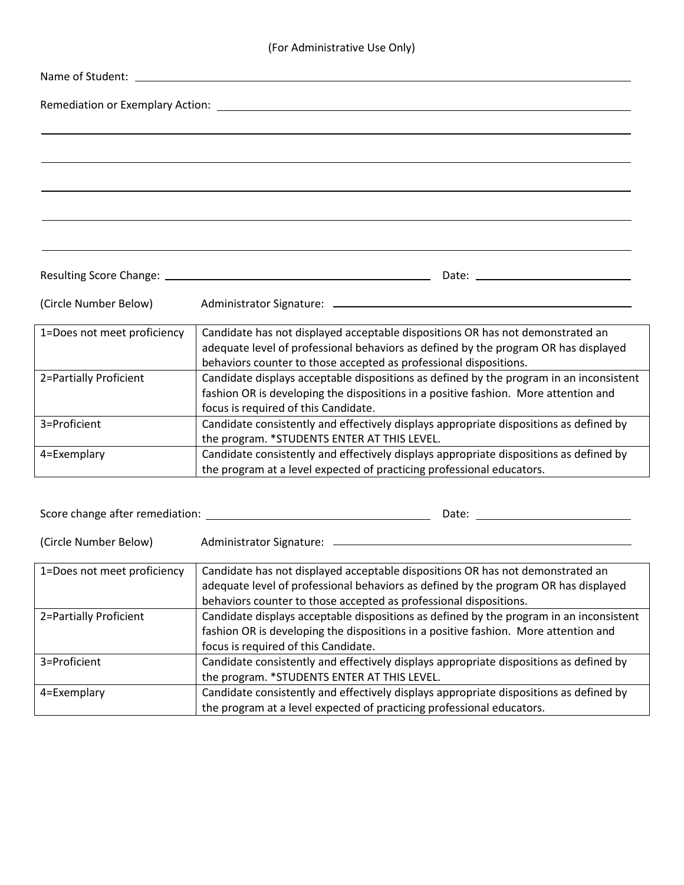(For Administrative Use Only)

Name of Student: \_\_\_\_\_\_\_\_\_\_\_\_\_\_\_\_\_\_\_\_\_\_\_\_\_\_\_\_\_\_\_\_\_\_\_\_\_\_\_\_

Remediation or Exemplary Action: \_\_\_\_\_\_\_\_\_\_\_\_\_\_\_\_\_\_\_\_\_\_\_\_\_\_\_\_\_\_\_\_\_\_\_\_\_\_\_\_

\_\_\_\_\_\_\_\_\_\_\_\_\_\_\_\_\_\_\_\_\_\_\_\_\_\_\_\_\_\_\_\_\_\_\_\_\_\_\_\_\_\_\_\_\_\_\_\_\_\_\_\_\_\_\_\_\_\_\_\_

\_\_\_\_\_\_\_\_\_\_\_\_\_\_\_\_\_\_\_\_\_\_\_\_\_\_\_\_\_\_\_\_\_\_\_\_\_\_\_\_\_\_\_\_\_\_\_\_\_\_\_\_\_\_\_\_\_\_\_\_

\_\_\_\_\_\_\_\_\_\_\_\_\_\_\_\_\_\_\_\_\_\_\_\_\_\_\_\_\_\_\_\_\_\_\_\_\_\_\_\_\_\_\_\_\_\_\_\_\_\_\_\_\_\_\_\_\_\_\_\_

\_\_\_\_\_\_\_\_\_\_\_\_\_\_\_\_\_\_\_\_\_\_\_\_\_\_\_\_\_\_\_\_\_\_\_\_\_\_\_\_\_\_\_\_\_\_\_\_\_\_\_\_\_\_\_\_\_\_\_\_

\_\_\_\_\_\_\_\_\_\_\_\_\_\_\_\_\_\_\_\_\_\_\_\_\_\_\_\_\_\_\_\_\_\_\_\_\_\_\_\_\_\_\_\_\_\_\_\_\_\_\_\_\_\_\_\_\_\_\_\_

Resulting Score Change: \_\_\_\_\_\_\_\_\_\_\_\_\_\_\_\_\_\_\_\_\_\_\_\_\_\_\_\_ Date: \_\_\_\_\_\_\_\_\_\_\_\_\_\_\_\_

(Circle Number Below) Administrator Signature: \_\_\_\_\_\_\_\_\_\_\_\_\_\_\_\_\_\_\_\_\_\_\_\_\_\_\_\_

| | |
|---|---|
| 1=Does not meet proficiency | Candidate has not displayed acceptable dispositions OR has not demonstrated an adequate level of professional behaviors as defined by the program OR has displayed behaviors counter to those accepted as professional dispositions. |
| 2=Partially Proficient | Candidate displays acceptable dispositions as defined by the program in an inconsistent fashion OR is developing the dispositions in a positive fashion. More attention and focus is required of this Candidate. |
| 3=Proficient | Candidate consistently and effectively displays appropriate dispositions as defined by the program. *STUDENTS ENTER AT THIS LEVEL. |
| 4=Exemplary | Candidate consistently and effectively displays appropriate dispositions as defined by the program at a level expected of practicing professional educators. |

Score change after remediation: \_\_\_\_\_\_\_\_\_\_\_\_\_\_\_\_\_\_\_\_\_\_\_\_\_\_\_\_ Date: \_\_\_\_\_\_\_\_\_\_\_\_\_\_\_\_

(Circle Number Below) Administrator Signature: \_\_\_\_\_\_\_\_\_\_\_\_\_\_\_\_\_\_\_\_\_\_\_\_\_\_\_\_

| | |
|---|---|
| 1=Does not meet proficiency | Candidate has not displayed acceptable dispositions OR has not demonstrated an adequate level of professional behaviors as defined by the program OR has displayed behaviors counter to those accepted as professional dispositions. |
| 2=Partially Proficient | Candidate displays acceptable dispositions as defined by the program in an inconsistent fashion OR is developing the dispositions in a positive fashion. More attention and focus is required of this Candidate. |
| 3=Proficient | Candidate consistently and effectively displays appropriate dispositions as defined by the program. *STUDENTS ENTER AT THIS LEVEL. |
| 4=Exemplary | Candidate consistently and effectively displays appropriate dispositions as defined by the program at a level expected of practicing professional educators. |